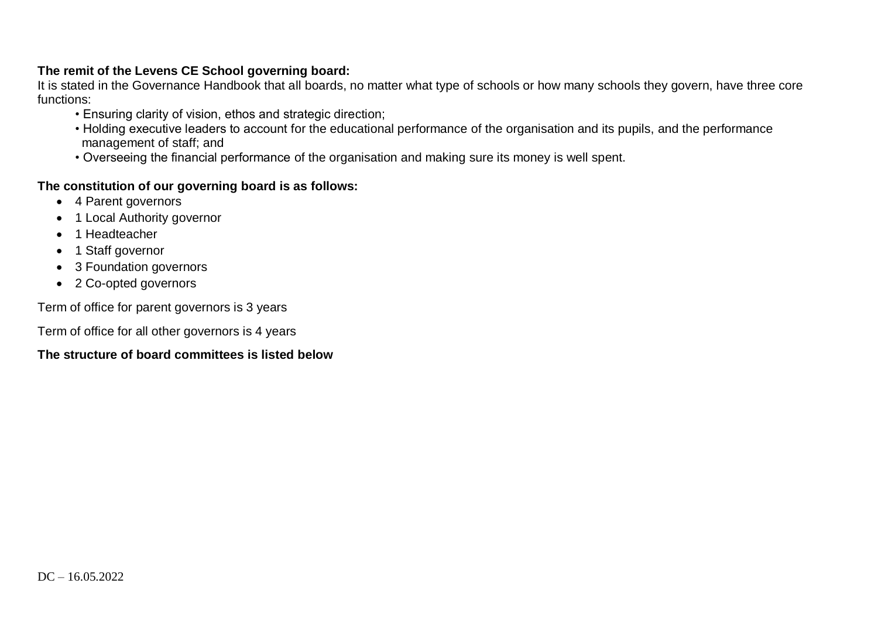**The remit of the Levens CE School governing board:**

It is stated in the Governance Handbook that all boards, no matter what type of schools or how many schools they govern, have three core functions:

- Ensuring clarity of vision, ethos and strategic direction;
- Holding executive leaders to account for the educational performance of the organisation and its pupils, and the performance management of staff; and
- Overseeing the financial performance of the organisation and making sure its money is well spent.

**The constitution of our governing board is as follows:**

- 4 Parent governors
- 1 Local Authority governor
- 1 Headteacher
- 1 Staff governor
- 3 Foundation governors
- 2 Co-opted governors

Term of office for parent governors is 3 years

Term of office for all other governors is 4 years

**The structure of board committees is listed below**

DC – 16.05.2022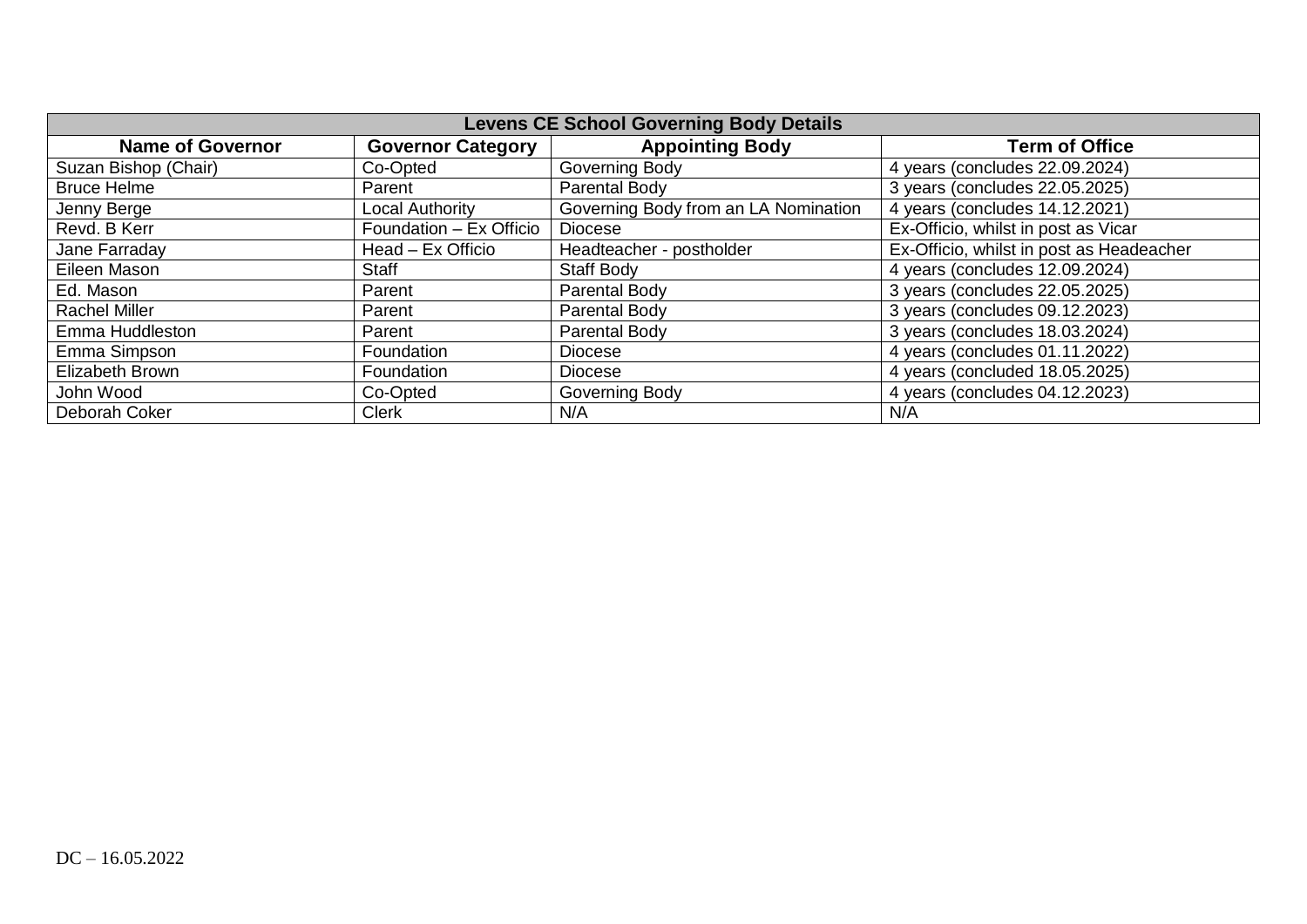| Levens CE School Governing Body Details | | | |
|---|---|---|---|
| **Name of Governor** | **Governor Category** | **Appointing Body** | **Term of Office** |
| Suzan Bishop (Chair) | Co-Opted | Governing Body | 4 years (concludes 22.09.2024) |
| Bruce Helme | Parent | Parental Body | 3 years (concludes 22.05.2025) |
| Jenny Berge | Local Authority | Governing Body from an LA Nomination | 4 years (concludes 14.12.2021) |
| Revd. B Kerr | Foundation – Ex Officio | Diocese | Ex-Officio, whilst in post as Vicar |
| Jane Farraday | Head – Ex Officio | Headteacher - postholder | Ex-Officio, whilst in post as Headeacher |
| Eileen Mason | Staff | Staff Body | 4 years (concludes 12.09.2024) |
| Ed. Mason | Parent | Parental Body | 3 years (concludes 22.05.2025) |
| Rachel Miller | Parent | Parental Body | 3 years (concludes 09.12.2023) |
| Emma Huddleston | Parent | Parental Body | 3 years (concludes 18.03.2024) |
| Emma Simpson | Foundation | Diocese | 4 years (concludes 01.11.2022) |
| Elizabeth Brown | Foundation | Diocese | 4 years (concluded 18.05.2025) |
| John Wood | Co-Opted | Governing Body | 4 years (concludes 04.12.2023) |
| Deborah Coker | Clerk | N/A | N/A |

DC – 16.05.2022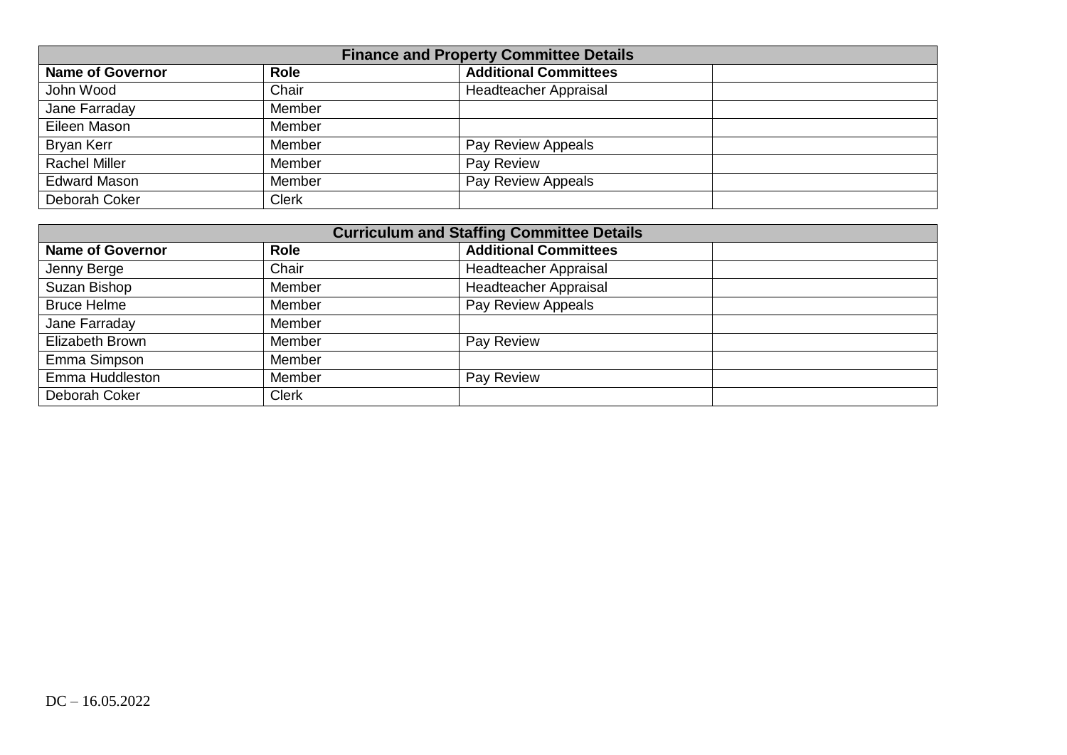| Finance and Property Committee Details | | | |
|---|---|---|---|
| **Name of Governor** | **Role** | **Additional Committees** | |
| John Wood | Chair | Headteacher Appraisal | |
| Jane Farraday | Member | | |
| Eileen Mason | Member | | |
| Bryan Kerr | Member | Pay Review Appeals | |
| Rachel Miller | Member | Pay Review | |
| Edward Mason | Member | Pay Review Appeals | |
| Deborah Coker | Clerk | | |

| Curriculum and Staffing Committee Details | | | |
|---|---|---|---|
| **Name of Governor** | **Role** | **Additional Committees** | |
| Jenny Berge | Chair | Headteacher Appraisal | |
| Suzan Bishop | Member | Headteacher Appraisal | |
| Bruce Helme | Member | Pay Review Appeals | |
| Jane Farraday | Member | | |
| Elizabeth Brown | Member | Pay Review | |
| Emma Simpson | Member | | |
| Emma Huddleston | Member | Pay Review | |
| Deborah Coker | Clerk | | |

DC – 16.05.2022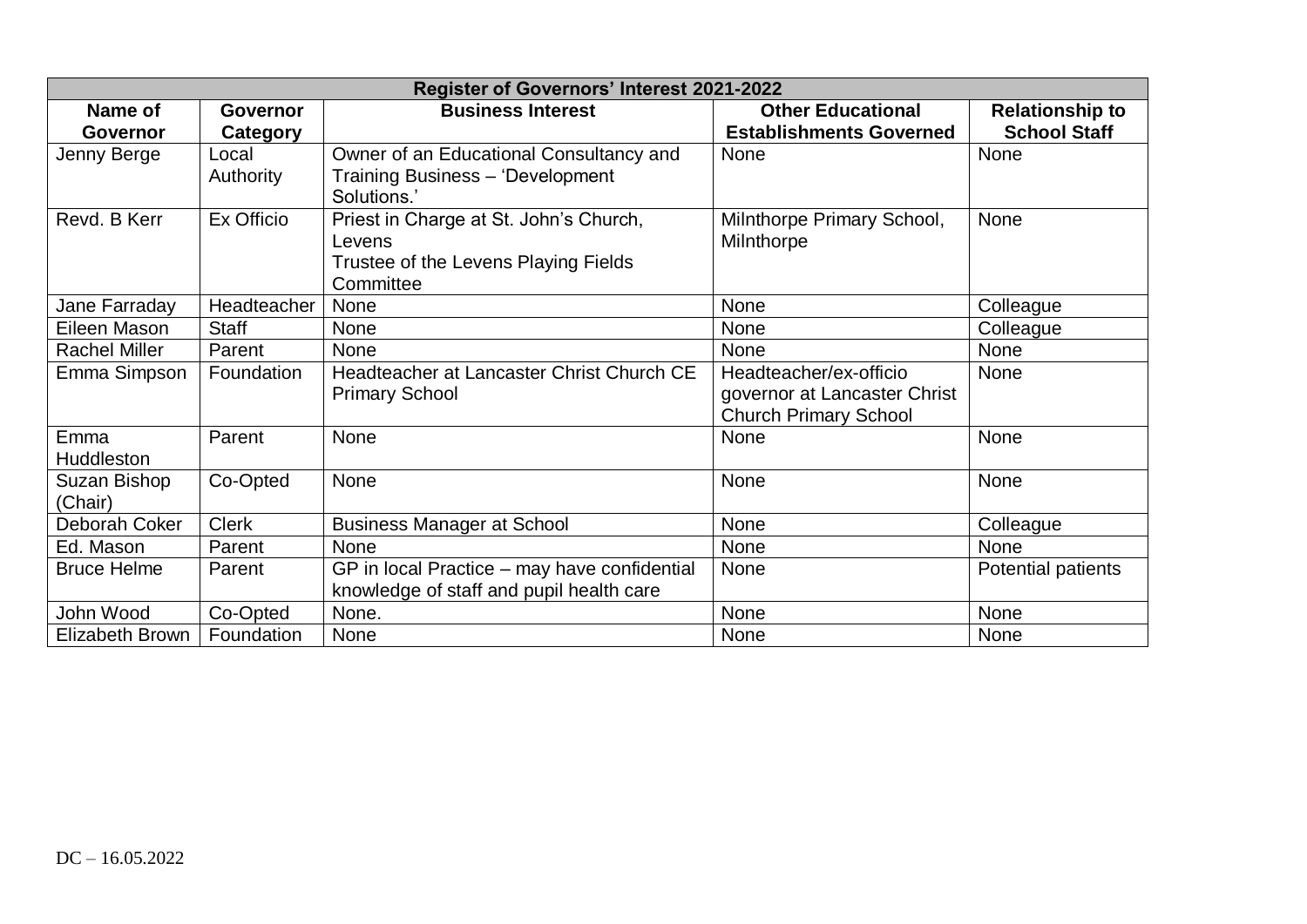| Register of Governors' Interest 2021-2022 | | | | |
|---|---|---|---|---|
| **Name of Governor** | **Governor Category** | **Business Interest** | **Other Educational Establishments Governed** | **Relationship to School Staff** |
| Jenny Berge | Local Authority | Owner of an Educational Consultancy and Training Business – 'Development Solutions.' | None | None |
| Revd. B Kerr | Ex Officio | Priest in Charge at St. John's Church, Levens<br>Trustee of the Levens Playing Fields Committee | Milnthorpe Primary School, Milnthorpe | None |
| Jane Farraday | Headteacher | None | None | Colleague |
| Eileen Mason | Staff | None | None | Colleague |
| Rachel Miller | Parent | None | None | None |
| Emma Simpson | Foundation | Headteacher at Lancaster Christ Church CE Primary School | Headteacher/ex-officio governor at Lancaster Christ Church Primary School | None |
| Emma Huddleston | Parent | None | None | None |
| Suzan Bishop (Chair) | Co-Opted | None | None | None |
| Deborah Coker | Clerk | Business Manager at School | None | Colleague |
| Ed. Mason | Parent | None | None | None |
| Bruce Helme | Parent | GP in local Practice – may have confidential knowledge of staff and pupil health care | None | Potential patients |
| John Wood | Co-Opted | None. | None | None |
| Elizabeth Brown | Foundation | None | None | None |

DC – 16.05.2022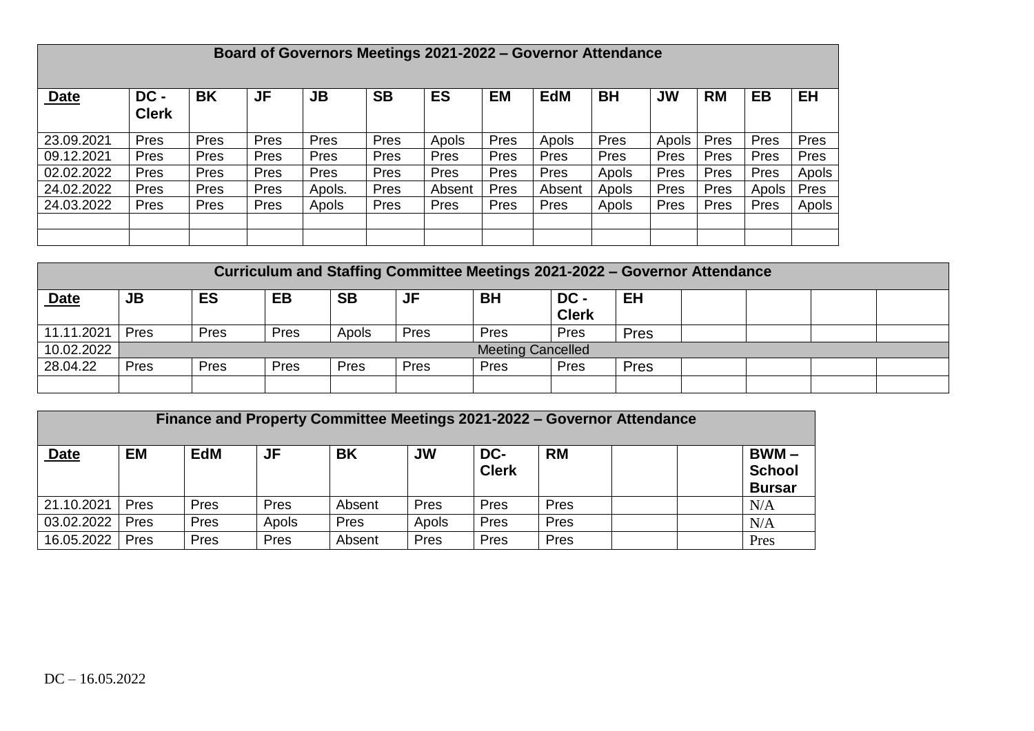| Board of Governors Meetings 2021-2022 – Governor Attendance | | | | | | | | | | | | | |
|---|---|---|---|---|---|---|---|---|---|---|---|---|---|
| **Date** | **DC - Clerk** | **BK** | **JF** | **JB** | **SB** | **ES** | **EM** | **EdM** | **BH** | **JW** | **RM** | **EB** | **EH** |
| 23.09.2021 | Pres | Pres | Pres | Pres | Pres | Apols | Pres | Apols | Pres | Apols | Pres | Pres | Pres |
| 09.12.2021 | Pres | Pres | Pres | Pres | Pres | Pres | Pres | Pres | Pres | Pres | Pres | Pres | Pres |
| 02.02.2022 | Pres | Pres | Pres | Pres | Pres | Pres | Pres | Pres | Apols | Pres | Pres | Pres | Apols |
| 24.02.2022 | Pres | Pres | Pres | Apols. | Pres | Absent | Pres | Absent | Apols | Pres | Pres | Apols | Pres |
| 24.03.2022 | Pres | Pres | Pres | Apols | Pres | Pres | Pres | Pres | Apols | Pres | Pres | Pres | Apols |
| | | | | | | | | | | | | | |
| | | | | | | | | | | | | | |

| Curriculum and Staffing Committee Meetings 2021-2022 – Governor Attendance | | | | | | | | | | | | |
|---|---|---|---|---|---|---|---|---|---|---|---|---|
| **Date** | **JB** | **ES** | **EB** | **SB** | **JF** | **BH** | **DC - Clerk** | **EH** | | | | |
| 11.11.2021 | Pres | Pres | Pres | Apols | Pres | Pres | Pres | Pres | | | | |
| 10.02.2022 | Meeting Cancelled | | | | | | | | | | | |
| 28.04.22 | Pres | Pres | Pres | Pres | Pres | Pres | Pres | Pres | | | | |
| | | | | | | | | | | | | |

| Finance and Property Committee Meetings 2021-2022 – Governor Attendance | | | | | | | | | | |
|---|---|---|---|---|---|---|---|---|---|---|
| **Date** | **EM** | **EdM** | **JF** | **BK** | **JW** | **DC-Clerk** | **RM** | | | **BWM – School Bursar** |
| 21.10.2021 | Pres | Pres | Pres | Absent | Pres | Pres | Pres | | | N/A |
| 03.02.2022 | Pres | Pres | Apols | Pres | Apols | Pres | Pres | | | N/A |
| 16.05.2022 | Pres | Pres | Pres | Absent | Pres | Pres | Pres | | | Pres |

DC – 16.05.2022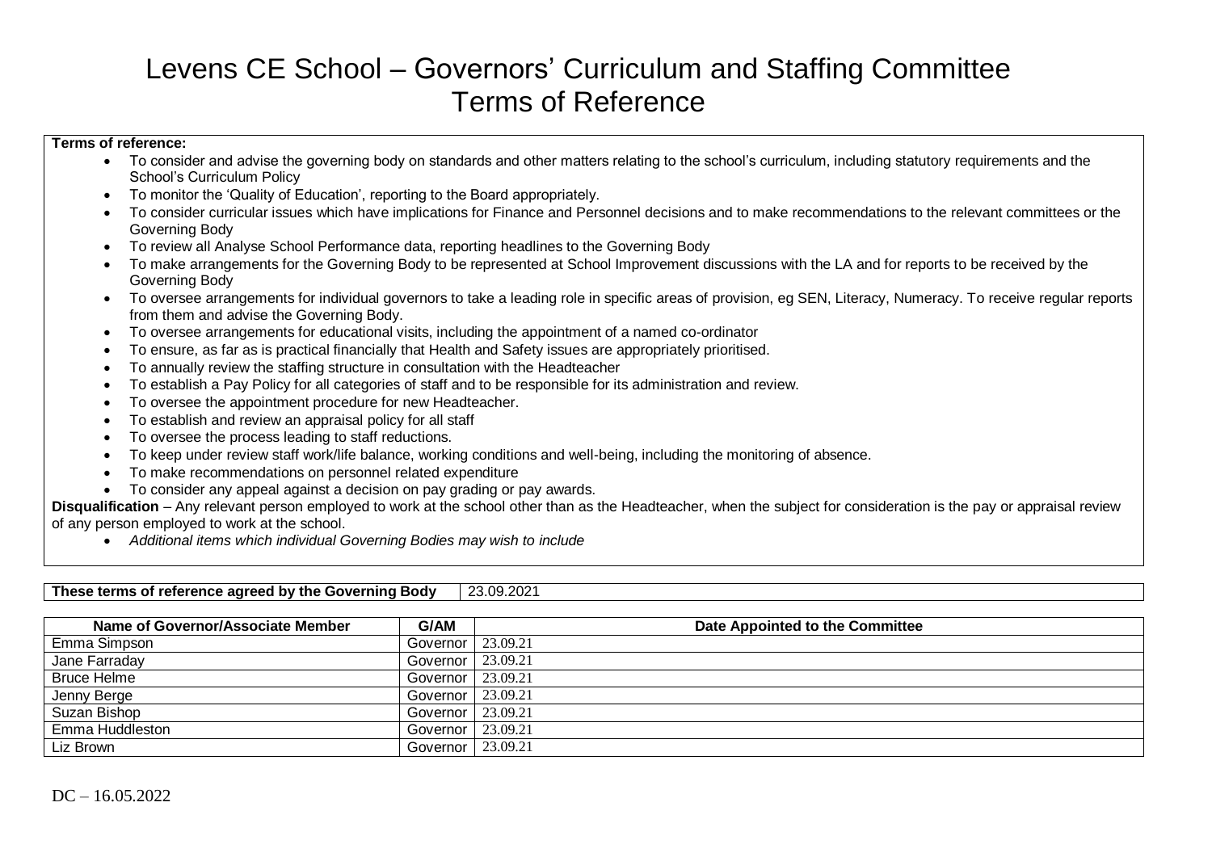# Levens CE School – Governors' Curriculum and Staffing Committee Terms of Reference

**Terms of reference:**

- To consider and advise the governing body on standards and other matters relating to the school's curriculum, including statutory requirements and the School's Curriculum Policy
- To monitor the 'Quality of Education', reporting to the Board appropriately.
- To consider curricular issues which have implications for Finance and Personnel decisions and to make recommendations to the relevant committees or the Governing Body
- To review all Analyse School Performance data, reporting headlines to the Governing Body
- To make arrangements for the Governing Body to be represented at School Improvement discussions with the LA and for reports to be received by the Governing Body
- To oversee arrangements for individual governors to take a leading role in specific areas of provision, eg SEN, Literacy, Numeracy. To receive regular reports from them and advise the Governing Body.
- To oversee arrangements for educational visits, including the appointment of a named co-ordinator
- To ensure, as far as is practical financially that Health and Safety issues are appropriately prioritised.
- To annually review the staffing structure in consultation with the Headteacher
- To establish a Pay Policy for all categories of staff and to be responsible for its administration and review.
- To oversee the appointment procedure for new Headteacher.
- To establish and review an appraisal policy for all staff
- To oversee the process leading to staff reductions.
- To keep under review staff work/life balance, working conditions and well-being, including the monitoring of absence.
- To make recommendations on personnel related expenditure
- To consider any appeal against a decision on pay grading or pay awards.

**Disqualification** – Any relevant person employed to work at the school other than as the Headteacher, when the subject for consideration is the pay or appraisal review of any person employed to work at the school.

- *Additional items which individual Governing Bodies may wish to include*

| **These terms of reference agreed by the Governing Body** | 23.09.2021 |
|---|---|

| Name of Governor/Associate Member | G/AM | Date Appointed to the Committee |
|---|---|---|
| Emma Simpson | Governor | 23.09.21 |
| Jane Farraday | Governor | 23.09.21 |
| Bruce Helme | Governor | 23.09.21 |
| Jenny Berge | Governor | 23.09.21 |
| Suzan Bishop | Governor | 23.09.21 |
| Emma Huddleston | Governor | 23.09.21 |
| Liz Brown | Governor | 23.09.21 |

DC – 16.05.2022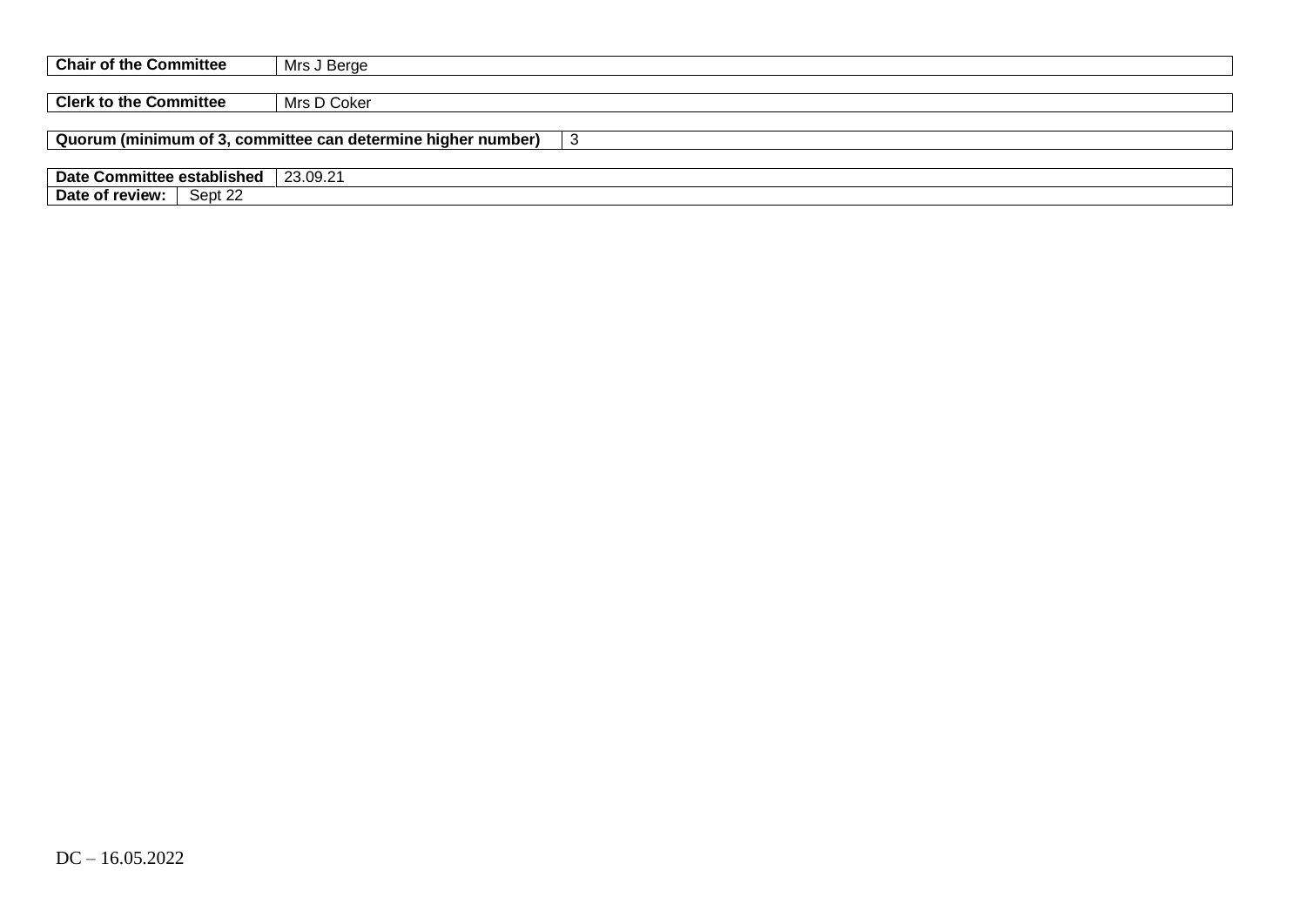| **Chair of the Committee** | Mrs J Berge |
|---|---|

| **Clerk to the Committee** | Mrs D Coker |
|---|---|

| **Quorum (minimum of 3, committee can determine higher number)** | 3 |
|---|---|

| **Date Committee established** | 23.09.21 |
|---|---|
| **Date of review:** | Sept 22 |

DC – 16.05.2022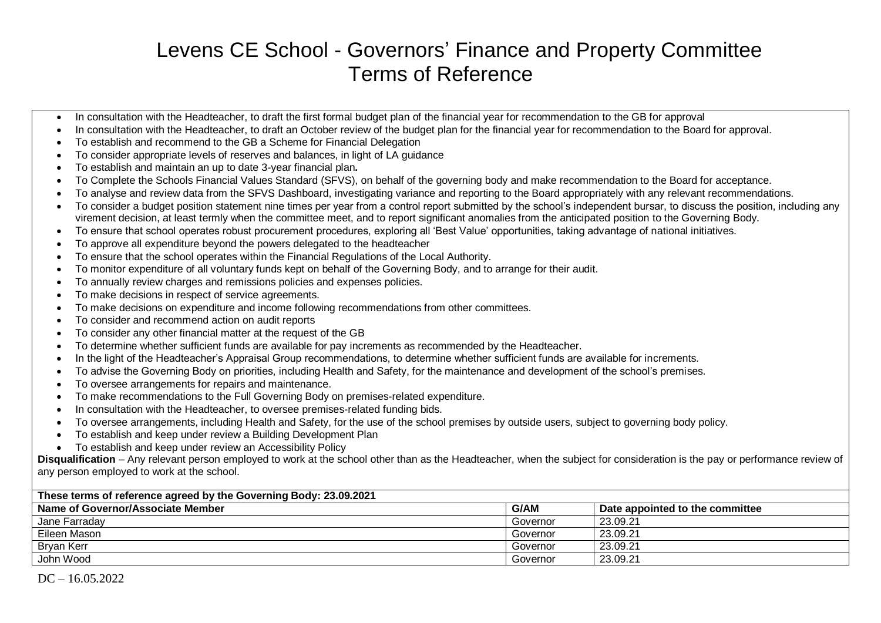# Levens CE School - Governors' Finance and Property Committee Terms of Reference

- In consultation with the Headteacher, to draft the first formal budget plan of the financial year for recommendation to the GB for approval
- In consultation with the Headteacher, to draft an October review of the budget plan for the financial year for recommendation to the Board for approval.
- To establish and recommend to the GB a Scheme for Financial Delegation
- To consider appropriate levels of reserves and balances, in light of LA guidance
- To establish and maintain an up to date 3-year financial plan*.*
- To Complete the Schools Financial Values Standard (SFVS), on behalf of the governing body and make recommendation to the Board for acceptance.
- To analyse and review data from the SFVS Dashboard, investigating variance and reporting to the Board appropriately with any relevant recommendations.
- To consider a budget position statement nine times per year from a control report submitted by the school's independent bursar, to discuss the position, including any virement decision, at least termly when the committee meet, and to report significant anomalies from the anticipated position to the Governing Body.
- To ensure that school operates robust procurement procedures, exploring all 'Best Value' opportunities, taking advantage of national initiatives.
- To approve all expenditure beyond the powers delegated to the headteacher
- To ensure that the school operates within the Financial Regulations of the Local Authority.
- To monitor expenditure of all voluntary funds kept on behalf of the Governing Body, and to arrange for their audit.
- To annually review charges and remissions policies and expenses policies.
- To make decisions in respect of service agreements.
- To make decisions on expenditure and income following recommendations from other committees.
- To consider and recommend action on audit reports
- To consider any other financial matter at the request of the GB
- To determine whether sufficient funds are available for pay increments as recommended by the Headteacher.
- In the light of the Headteacher's Appraisal Group recommendations, to determine whether sufficient funds are available for increments.
- To advise the Governing Body on priorities, including Health and Safety, for the maintenance and development of the school's premises.
- To oversee arrangements for repairs and maintenance.
- To make recommendations to the Full Governing Body on premises-related expenditure.
- In consultation with the Headteacher, to oversee premises-related funding bids.
- To oversee arrangements, including Health and Safety, for the use of the school premises by outside users, subject to governing body policy.
- To establish and keep under review a Building Development Plan
- To establish and keep under review an Accessibility Policy

**Disqualification** – Any relevant person employed to work at the school other than as the Headteacher, when the subject for consideration is the pay or performance review of any person employed to work at the school.

| **These terms of reference agreed by the Governing Body: 23.09.2021** | | |
|---|---|---|
| **Name of Governor/Associate Member** | **G/AM** | **Date appointed to the committee** |
| Jane Farraday | Governor | 23.09.21 |
| Eileen Mason | Governor | 23.09.21 |
| Bryan Kerr | Governor | 23.09.21 |
| John Wood | Governor | 23.09.21 |

DC – 16.05.2022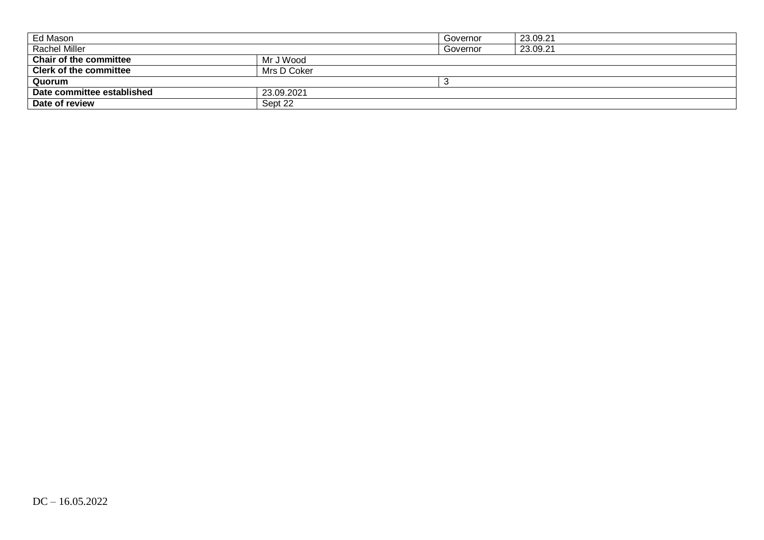| | | | |
|---|---|---|---|
| Ed Mason | | Governor | 23.09.21 |
| Rachel Miller | | Governor | 23.09.21 |
| **Chair of the committee** | Mr J Wood | | |
| **Clerk of the committee** | Mrs D Coker | | |
| **Quorum** | | 3 | |
| **Date committee established** | 23.09.2021 | | |
| **Date of review** | Sept 22 | | |

DC – 16.05.2022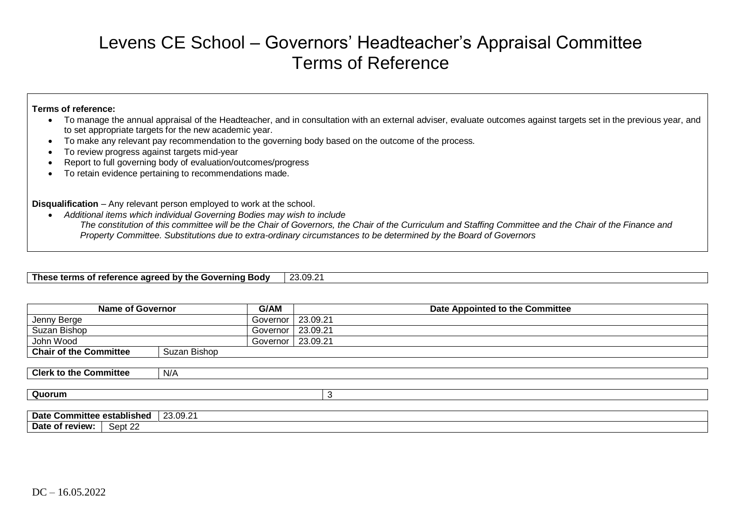# Levens CE School – Governors' Headteacher's Appraisal Committee Terms of Reference

**Terms of reference:**

- To manage the annual appraisal of the Headteacher, and in consultation with an external adviser, evaluate outcomes against targets set in the previous year, and to set appropriate targets for the new academic year.
- To make any relevant pay recommendation to the governing body based on the outcome of the process.
- To review progress against targets mid-year
- Report to full governing body of evaluation/outcomes/progress
- To retain evidence pertaining to recommendations made.

**Disqualification** – Any relevant person employed to work at the school.

- *Additional items which individual Governing Bodies may wish to include*
  *The constitution of this committee will be the Chair of Governors, the Chair of the Curriculum and Staffing Committee and the Chair of the Finance and Property Committee. Substitutions due to extra-ordinary circumstances to be determined by the Board of Governors*

| **These terms of reference agreed by the Governing Body** | 23.09.21 |
|---|---|

| Name of Governor | G/AM | Date Appointed to the Committee |
|---|---|---|
| Jenny Berge | Governor | 23.09.21 |
| Suzan Bishop | Governor | 23.09.21 |
| John Wood | Governor | 23.09.21 |
| **Chair of the Committee** | Suzan Bishop | |

| **Clerk to the Committee** | N/A |
|---|---|

| **Quorum** | 3 |
|---|---|

| **Date Committee established** | 23.09.21 |
|---|---|
| **Date of review:** | Sept 22 |

DC – 16.05.2022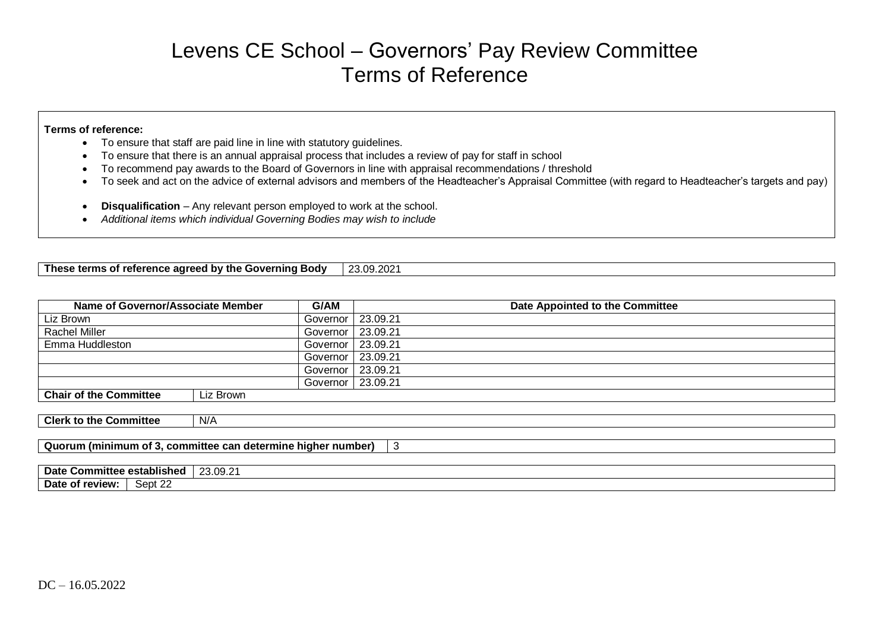# Levens CE School – Governors' Pay Review Committee
# Terms of Reference

**Terms of reference:**

- To ensure that staff are paid line in line with statutory guidelines.
- To ensure that there is an annual appraisal process that includes a review of pay for staff in school
- To recommend pay awards to the Board of Governors in line with appraisal recommendations / threshold
- To seek and act on the advice of external advisors and members of the Headteacher's Appraisal Committee (with regard to Headteacher's targets and pay)

- **Disqualification** – Any relevant person employed to work at the school.
- *Additional items which individual Governing Bodies may wish to include*

| **These terms of reference agreed by the Governing Body** | 23.09.2021 |
|---|---|

| Name of Governor/Associate Member | G/AM | Date Appointed to the Committee |
|---|---|---|
| Liz Brown | Governor | 23.09.21 |
| Rachel Miller | Governor | 23.09.21 |
| Emma Huddleston | Governor | 23.09.21 |
| | Governor | 23.09.21 |
| | Governor | 23.09.21 |
| | Governor | 23.09.21 |
| **Chair of the Committee** | Liz Brown | |

| **Clerk to the Committee** | N/A |
|---|---|

| **Quorum (minimum of 3, committee can determine higher number)** | 3 |
|---|---|

| **Date Committee established** | 23.09.21 |
|---|---|
| **Date of review:** | Sept 22 |

DC – 16.05.2022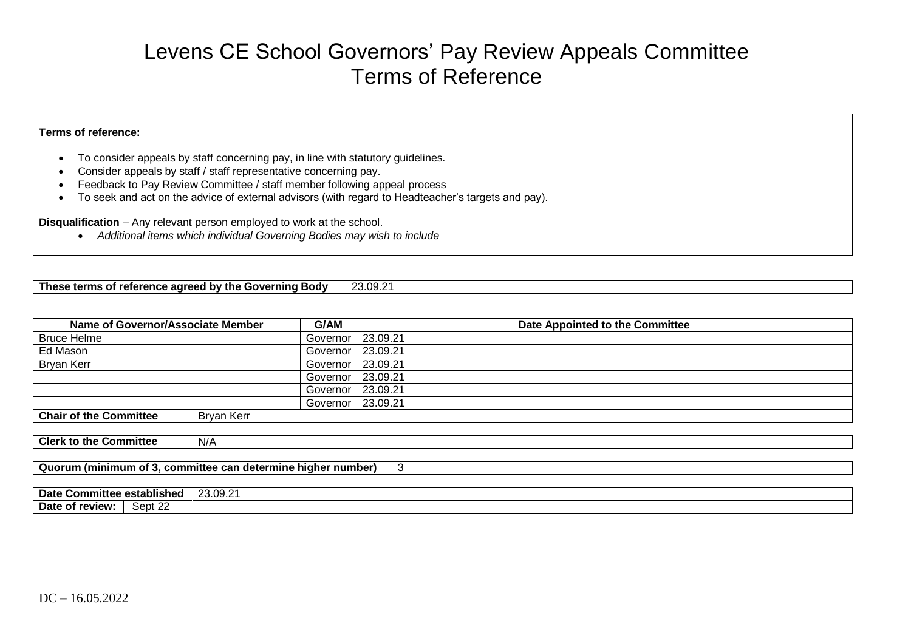# Levens CE School Governors' Pay Review Appeals Committee Terms of Reference

**Terms of reference:**

- To consider appeals by staff concerning pay, in line with statutory guidelines.
- Consider appeals by staff / staff representative concerning pay.
- Feedback to Pay Review Committee / staff member following appeal process
- To seek and act on the advice of external advisors (with regard to Headteacher's targets and pay).

**Disqualification** – Any relevant person employed to work at the school.

- *Additional items which individual Governing Bodies may wish to include*

| | |
|---|---|
| **These terms of reference agreed by the Governing Body** | 23.09.21 |

| Name of Governor/Associate Member | G/AM | Date Appointed to the Committee |
|---|---|---|
| Bruce Helme | Governor | 23.09.21 |
| Ed Mason | Governor | 23.09.21 |
| Bryan Kerr | Governor | 23.09.21 |
| | Governor | 23.09.21 |
| | Governor | 23.09.21 |
| | Governor | 23.09.21 |
| **Chair of the Committee** | Bryan Kerr | |

| | |
|---|---|
| **Clerk to the Committee** | N/A |

| | |
|---|---|
| **Quorum (minimum of 3, committee can determine higher number)** | 3 |

| | |
|---|---|
| **Date Committee established** | 23.09.21 |
| **Date of review:** | Sept 22 |

DC – 16.05.2022